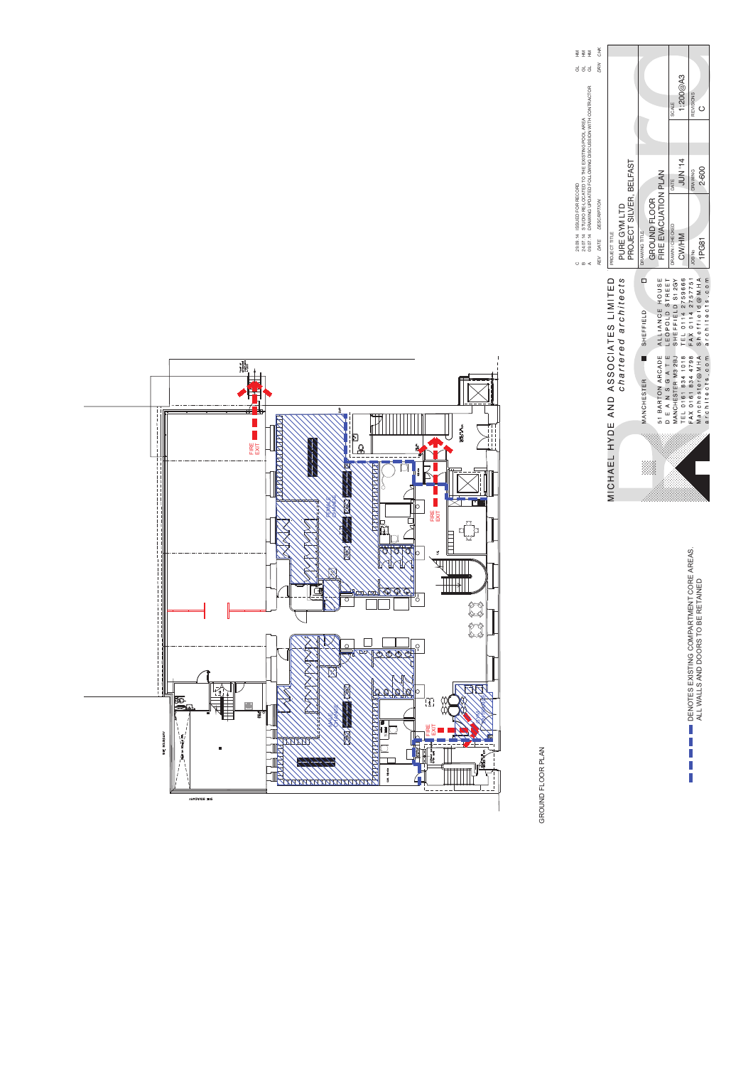GROUND FLOOR PLAN

FIRE EXIT

FIRE EXIT

FIRE EXIT

MALE CHANGE

FEMALE CHANGE

DENOTES EXISTING COMPARTMENT CORE AREAS. ALL WALLS AND DOORS TO BE RETAINED

| REV | DATE | DESCRIPTION | DRN | CHK |
|---|---|---|---|---|
| C | 29.09.14 | ISSUED FOR RECORD | GL | HM |
| B | 24.07.14 | STUDIO RE-LOCATED TO THE EXISTING POOL AREA | GL | HM |
| A | 09.07.14 | DRAWING UPDATED FOLLOWING DISCUSSION WITH CONTRACTOR | GL | HM |

MICHAEL HYDE AND ASSOCIATES LIMITED
*chartered architects*

| MANCHESTER | SHEFFIELD |
|---|---|
| 51 BARTON ARCADE | ALLIANCE HOUSE |
| DEANSGATE | LEOPOLD STREET |
| MANCHESTER M3 2BJ | SHEFFIELD S1 2GY |
| TEL 0161 834 1018 | TEL 0114 2759666 |
| FAX 0161 834 4798 | FAX 0114 2757751 |
| Manchester@MHA architects.com | Sheffield@MHA architects.com |

PROJECT TITLE
PURE GYM LTD
PROJECT SILVER, BELFAST

DRAWING TITLE
GROUND FLOOR
FIRE EVACUATION PLAN

| DRAWN / CHECKED | DATE | SCALE |
|---|---|---|
| CW/HM | JUN '14 | 1:200@A3 |

| JOB No. | DRAWING | REVISIONS |
|---|---|---|
| 1PG81 | 2-600 | C |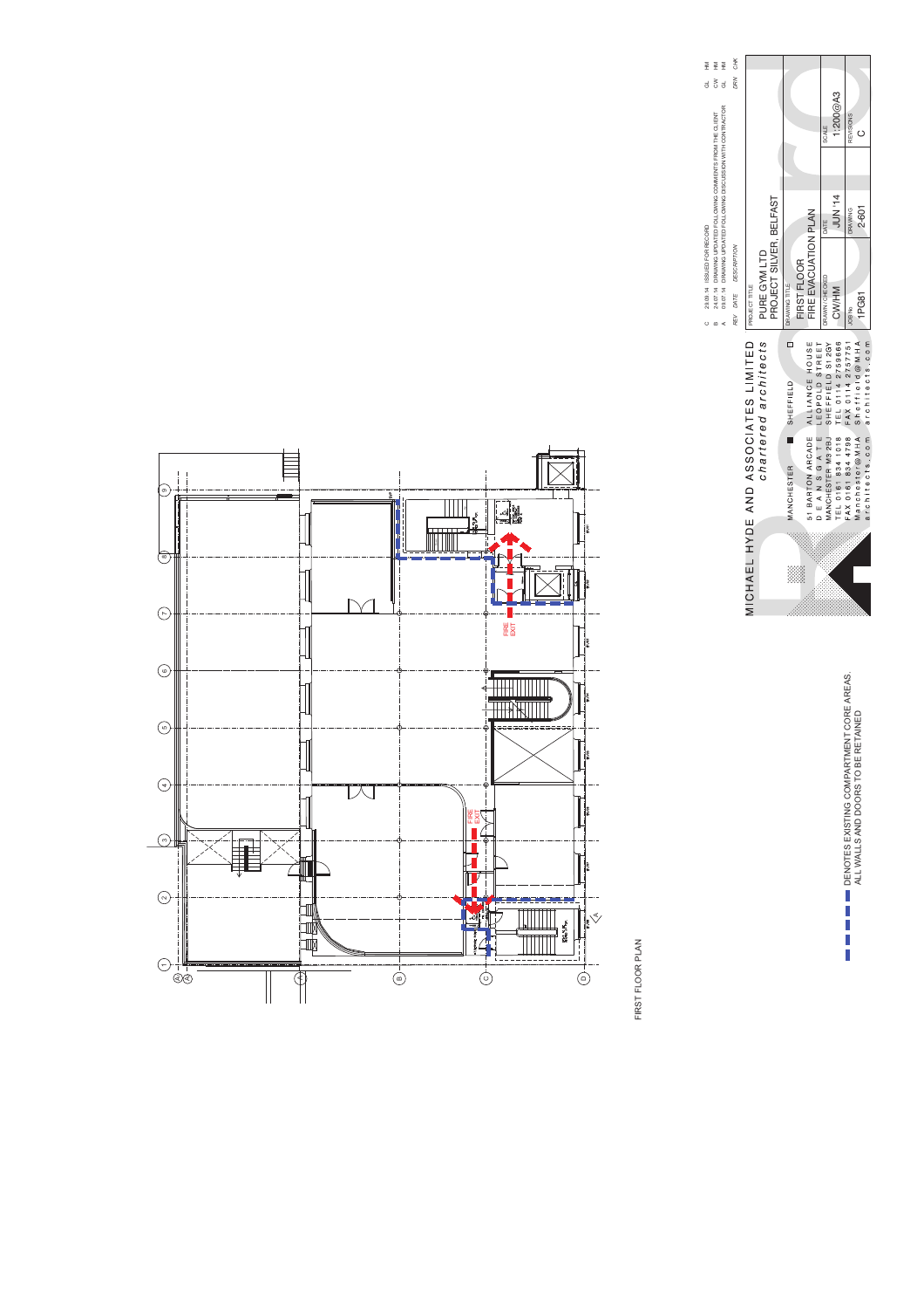FIRST FLOOR PLAN

FIRE EXIT

FIRE EXIT

DENOTES EXISTING COMPARTMENT CORE AREAS. ALL WALLS AND DOORS TO BE RETAINED

MICHAEL HYDE AND ASSOCIATES LIMITED
*chartered architects*

| MANCHESTER | SHEFFIELD |
|---|---|
| 51 BARTON ARCADE | ALLIANCE HOUSE |
| DEANSGATE | LEOPOLD STREET |
| MANCHESTER M3 2BJ | SHEFFIELD S1 2GY |
| TEL 0161 834 1018 | TEL 0114 2759666 |
| FAX 0161 834 4798 | FAX 0114 2757751 |
| Manchester@MHA architects.com | Sheffield@MHA architects.com |

| REV | DATE | DESCRIPTION | DRN | CHK |
|---|---|---|---|---|
| C | 29.09.14 | ISSUED FOR RECORD | GL | HM |
| B | 24.07.14 | DRAWING UPDATED FOLLOWING COMMENTS FROM THE CLIENT | CW | HM |
| A | 09.07.14 | DRAWING UPDATED FOLLOWING DISCUSSION WITH CONTRACTOR | GL | HM |

PROJECT TITLE
PURE GYM LTD
PROJECT SILVER, BELFAST

DRAWING TITLE
FIRST FLOOR
FIRE EVACUATION PLAN

| DRAWN / CHECKED | DATE | SCALE |
|---|---|---|
| CW/HM | JUN '14 | 1:200@A3 |

| JOB No. | DRAWING | REVISIONS |
|---|---|---|
| 1PG81 | 2-601 | C |

Record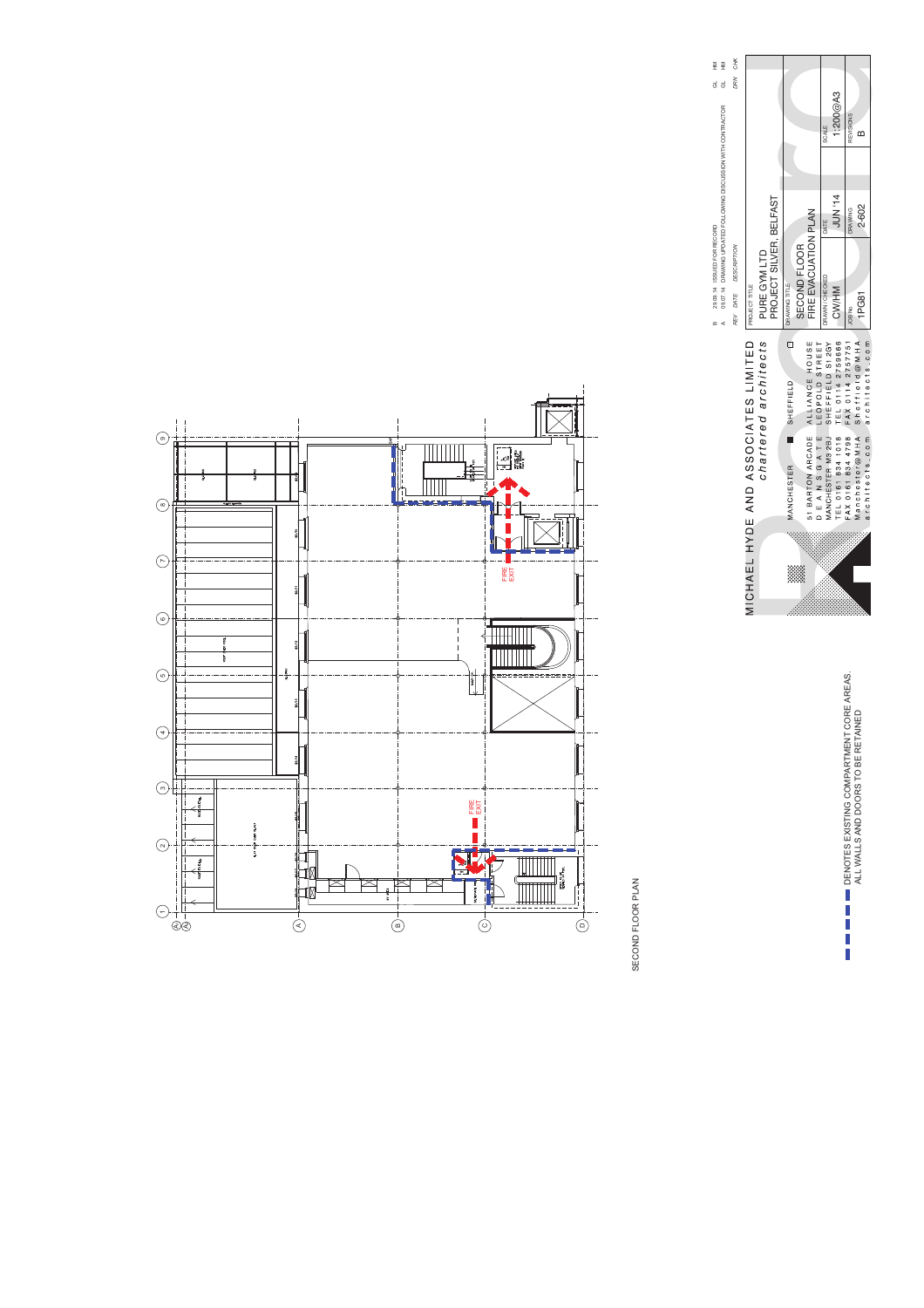SECOND FLOOR PLAN

FIRE EXIT

FIRE EXIT

DENOTES EXISTING COMPARTMENT CORE AREAS.
ALL WALLS AND DOORS TO BE RETAINED

| REV | DATE | DESCRIPTION | DRN | CHK |
|---|---|---|---|---|
| B | 29.09.14 | ISSUED FOR RECORD | GL | HM |
| A | 09.07.14 | DRAWING UPDATED FOLLOWING DISCUSSION WITH CONTRACTOR | GL | HM |

# MICHAEL HYDE AND ASSOCIATES LIMITED
*chartered architects*

| MANCHESTER | SHEFFIELD |
|---|---|
| 51 BARTON ARCADE | ALLIANCE HOUSE |
| DEANSGATE | LEOPOLD STREET |
| MANCHESTER M3 2BJ | SHEFFIELD S1 2GY |
| TEL 0161 834 1018 | TEL 0114 2759666 |
| FAX 0161 834 4798 | FAX 0114 2757751 |
| Manchester@MHA | Sheffield@MHA |
| architects.com | architects.com |

PROJECT TITLE
PURE GYM LTD
PROJECT SILVER, BELFAST

DRAWING TITLE
SECOND FLOOR
FIRE EVACUATION PLAN

| DRAWN/CHECKED | DATE | SCALE |
|---|---|---|
| CW/HM | JUN '14 | 1:200@A3 |

| JOB No. | DRAWING | REVISIONS |
|---|---|---|
| 1PG81 | 2-602 | B |